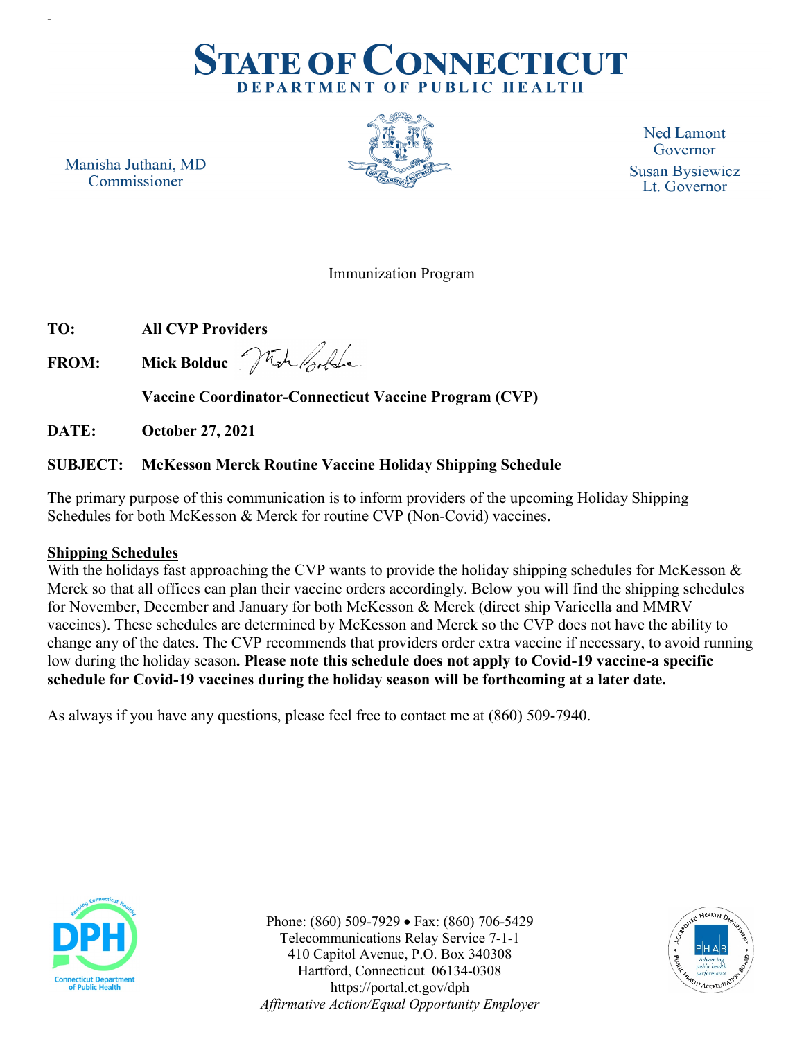# STATE OF CONNECTICUT
## DEPARTMENT OF PUBLIC HEALTH

Manisha Juthani, MD
Commissioner

Ned Lamont
Governor

Susan Bysiewicz
Lt. Governor

Immunization Program

**TO:** **All CVP Providers**

**FROM:** **Mick Bolduc**

**Vaccine Coordinator-Connecticut Vaccine Program (CVP)**

**DATE:** **October 27, 2021**

**SUBJECT:** **McKesson Merck Routine Vaccine Holiday Shipping Schedule**

The primary purpose of this communication is to inform providers of the upcoming Holiday Shipping Schedules for both McKesson & Merck for routine CVP (Non-Covid) vaccines.

**Shipping Schedules**

With the holidays fast approaching the CVP wants to provide the holiday shipping schedules for McKesson & Merck so that all offices can plan their vaccine orders accordingly. Below you will find the shipping schedules for November, December and January for both McKesson & Merck (direct ship Varicella and MMRV vaccines). These schedules are determined by McKesson and Merck so the CVP does not have the ability to change any of the dates. The CVP recommends that providers order extra vaccine if necessary, to avoid running low during the holiday season**. Please note this schedule does not apply to Covid-19 vaccine-a specific schedule for Covid-19 vaccines during the holiday season will be forthcoming at a later date.**

As always if you have any questions, please feel free to contact me at (860) 509-7940.

Phone: (860) 509-7929 • Fax: (860) 706-5429
Telecommunications Relay Service 7-1-1
410 Capitol Avenue, P.O. Box 340308
Hartford, Connecticut 06134-0308
https://portal.ct.gov/dph
*Affirmative Action/Equal Opportunity Employer*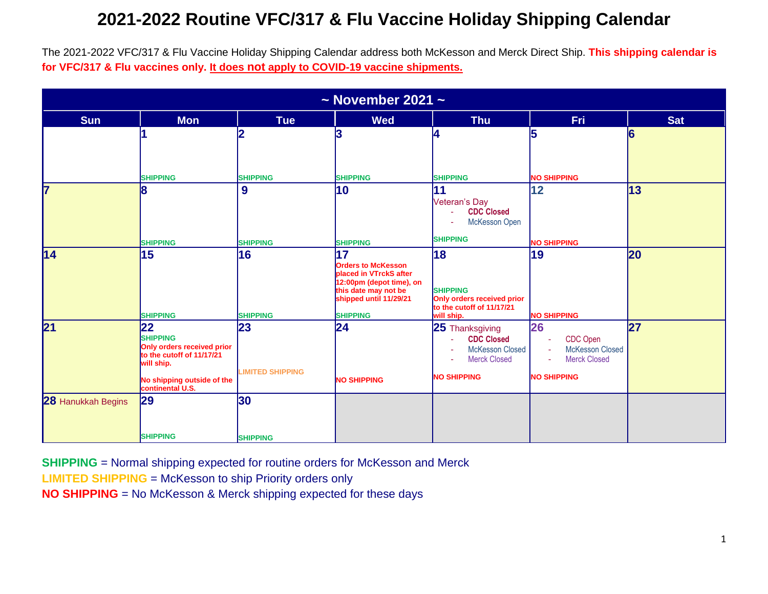# 2021-2022 Routine VFC/317 & Flu Vaccine Holiday Shipping Calendar

The 2021-2022 VFC/317 & Flu Vaccine Holiday Shipping Calendar address both McKesson and Merck Direct Ship. **This shipping calendar is for VFC/317 & Flu vaccines only. It does not apply to COVID-19 vaccine shipments.**

| ~ November 2021 ~ | | | | | | |
|---|---|---|---|---|---|---|
| **Sun** | **Mon** | **Tue** | **Wed** | **Thu** | **Fri** | **Sat** |
| | **1** SHIPPING | **2** SHIPPING | **3** SHIPPING | **4** SHIPPING | **5** NO SHIPPING | **6** |
| **7** | **8** SHIPPING | **9** SHIPPING | **10** SHIPPING | **11** Veteran's Day<br>- CDC Closed<br>- McKesson Open<br>SHIPPING | **12** NO SHIPPING | **13** |
| **14** | **15** SHIPPING | **16** SHIPPING | **17** Orders to McKesson placed in VTrckS after 12:00pm (depot time), on this date may not be shipped until 11/29/21<br>SHIPPING | **18** SHIPPING<br>Only orders received prior to the cutoff of 11/17/21 will ship. | **19** NO SHIPPING | **20** |
| **21** | **22** SHIPPING<br>Only orders received prior to the cutoff of 11/17/21 will ship.<br>No shipping outside of the continental U.S. | **23** LIMITED SHIPPING | **24** NO SHIPPING | **25** Thanksgiving<br>- CDC Closed<br>- McKesson Closed<br>- Merck Closed<br>NO SHIPPING | **26**<br>- CDC Open<br>- McKesson Closed<br>- Merck Closed<br>NO SHIPPING | **27** |
| **28** Hanukkah Begins | **29** SHIPPING | **30** SHIPPING | | | | |

**SHIPPING** = Normal shipping expected for routine orders for McKesson and Merck

**LIMITED SHIPPING** = McKesson to ship Priority orders only

**NO SHIPPING** = No McKesson & Merck shipping expected for these days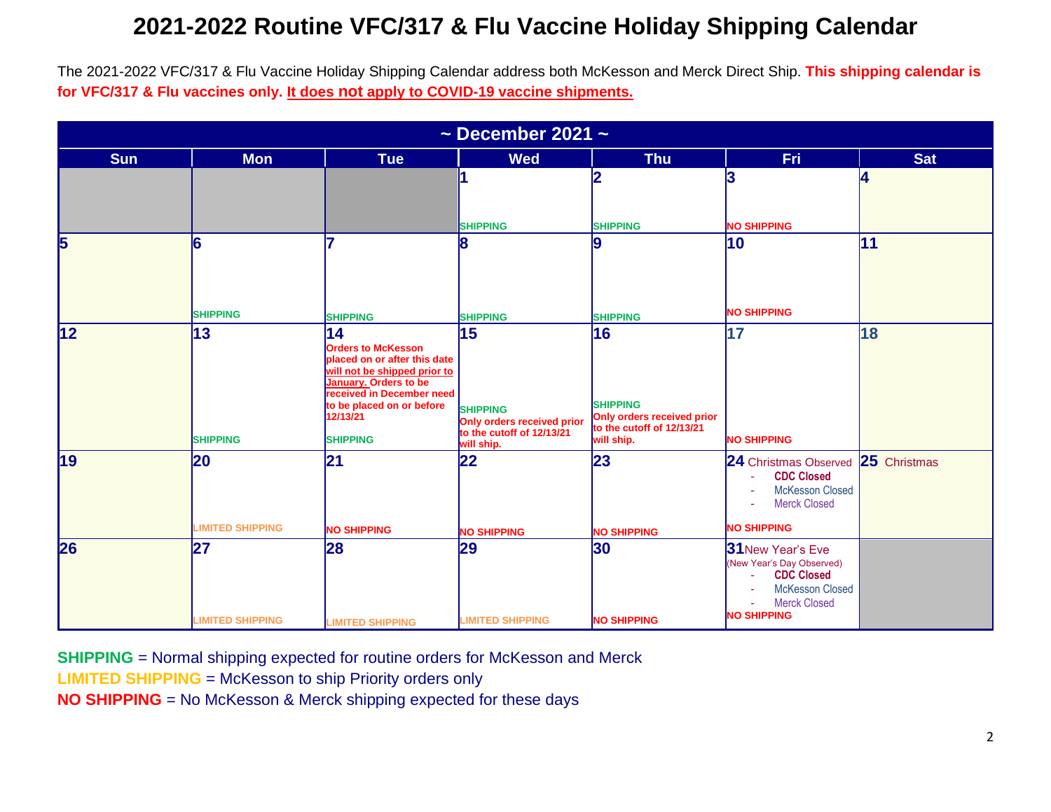# 2021-2022 Routine VFC/317 & Flu Vaccine Holiday Shipping Calendar

The 2021-2022 VFC/317 & Flu Vaccine Holiday Shipping Calendar address both McKesson and Merck Direct Ship. **This shipping calendar is for VFC/317 & Flu vaccines only. It does not apply to COVID-19 vaccine shipments.**

| ~ December 2021 ~ | | | | | | |
|---|---|---|---|---|---|---|
| **Sun** | **Mon** | **Tue** | **Wed** | **Thu** | **Fri** | **Sat** |
| | | | **1** SHIPPING | **2** SHIPPING | **3** NO SHIPPING | **4** |
| **5** | **6** SHIPPING | **7** SHIPPING | **8** SHIPPING | **9** SHIPPING | **10** NO SHIPPING | **11** |
| **12** | **13** SHIPPING | **14** Orders to McKesson placed on or after this date will not be shipped prior to January. Orders to be received in December need to be placed on or before 12/13/21 SHIPPING | **15** SHIPPING Only orders received prior to the cutoff of 12/13/21 will ship. | **16** SHIPPING Only orders received prior to the cutoff of 12/13/21 will ship. | **17** NO SHIPPING | **18** |
| **19** | **20** LIMITED SHIPPING | **21** NO SHIPPING | **22** NO SHIPPING | **23** NO SHIPPING | **24** Christmas Observed - CDC Closed - McKesson Closed - Merck Closed NO SHIPPING | **25** Christmas |
| **26** | **27** LIMITED SHIPPING | **28** LIMITED SHIPPING | **29** LIMITED SHIPPING | **30** NO SHIPPING | **31** New Year's Eve (New Year's Day Observed) - CDC Closed - McKesson Closed - Merck Closed NO SHIPPING | |

**SHIPPING** = Normal shipping expected for routine orders for McKesson and Merck
**LIMITED SHIPPING** = McKesson to ship Priority orders only
**NO SHIPPING** = No McKesson & Merck shipping expected for these days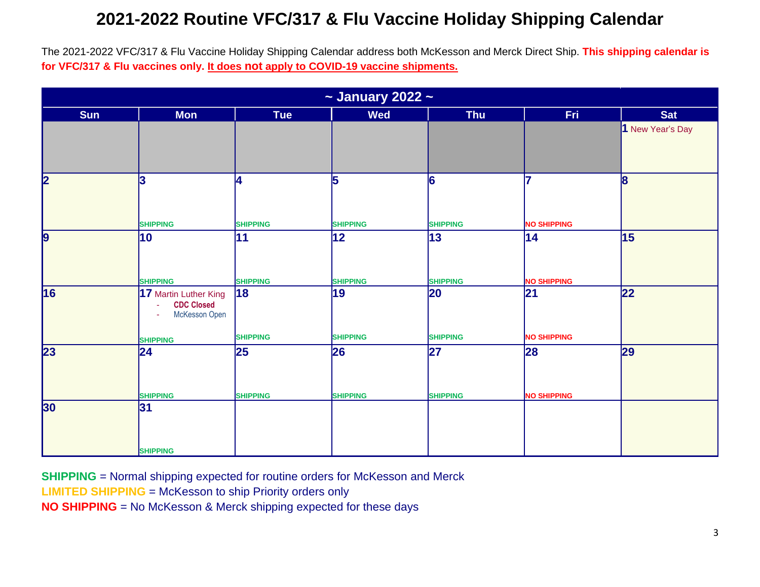# 2021-2022 Routine VFC/317 & Flu Vaccine Holiday Shipping Calendar

The 2021-2022 VFC/317 & Flu Vaccine Holiday Shipping Calendar address both McKesson and Merck Direct Ship. **This shipping calendar is for VFC/317 & Flu vaccines only. It does not apply to COVID-19 vaccine shipments.**

| ~ January 2022 ~ | | | | | | |
|---|---|---|---|---|---|---|
| **Sun** | **Mon** | **Tue** | **Wed** | **Thu** | **Fri** | **Sat** |
| | | | | | | **1** New Year's Day |
| **2** | **3** SHIPPING | **4** SHIPPING | **5** SHIPPING | **6** SHIPPING | **7** NO SHIPPING | **8** |
| **9** | **10** SHIPPING | **11** SHIPPING | **12** SHIPPING | **13** SHIPPING | **14** NO SHIPPING | **15** |
| **16** | **17** Martin Luther King - **CDC Closed** - McKesson Open SHIPPING | **18** SHIPPING | **19** SHIPPING | **20** SHIPPING | **21** NO SHIPPING | **22** |
| **23** | **24** SHIPPING | **25** SHIPPING | **26** SHIPPING | **27** SHIPPING | **28** NO SHIPPING | **29** |
| **30** | **31** SHIPPING | | | | | |

**SHIPPING** = Normal shipping expected for routine orders for McKesson and Merck  
**LIMITED SHIPPING** = McKesson to ship Priority orders only  
**NO SHIPPING** = No McKesson & Merck shipping expected for these days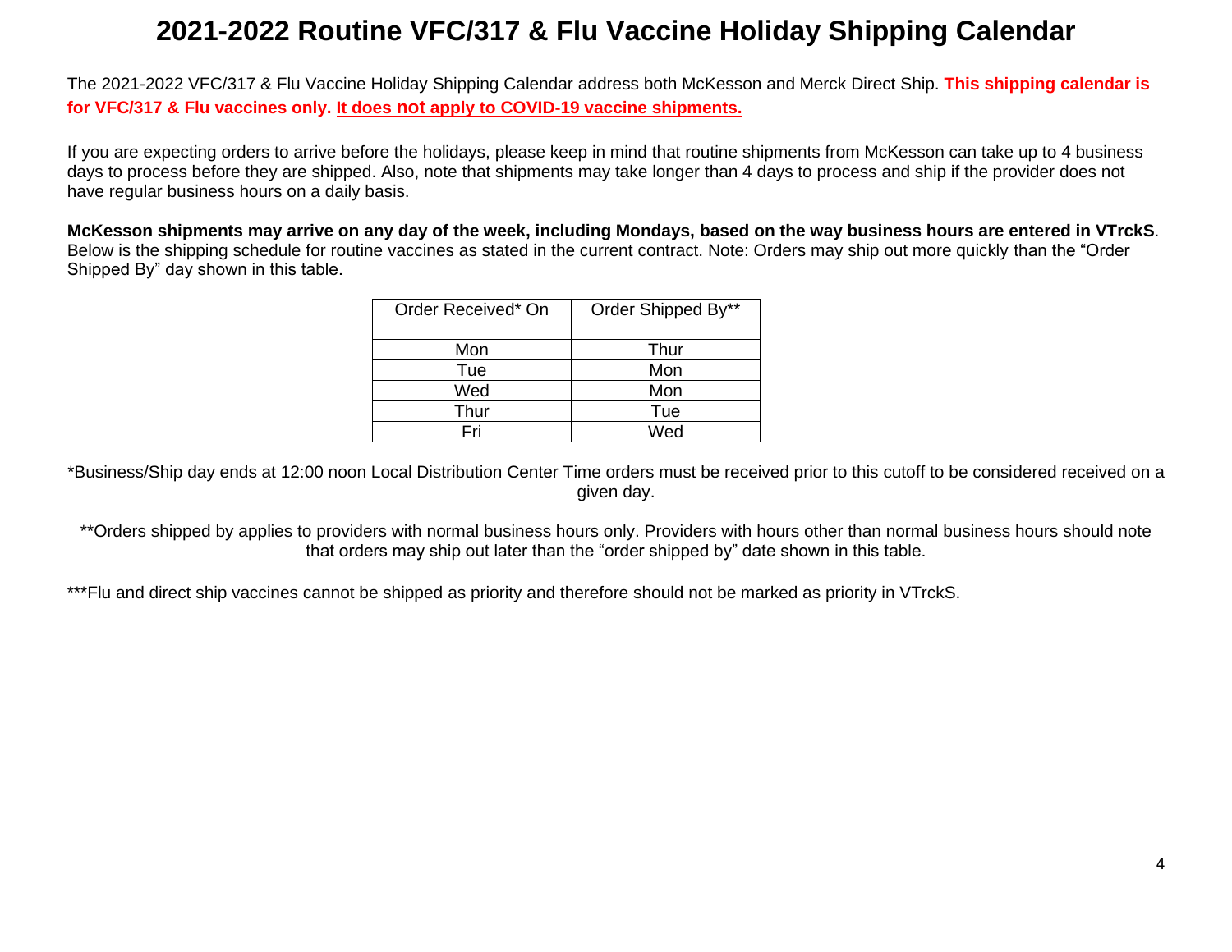# 2021-2022 Routine VFC/317 & Flu Vaccine Holiday Shipping Calendar

The 2021-2022 VFC/317 & Flu Vaccine Holiday Shipping Calendar address both McKesson and Merck Direct Ship. **This shipping calendar is for VFC/317 & Flu vaccines only. It does not apply to COVID-19 vaccine shipments.**

If you are expecting orders to arrive before the holidays, please keep in mind that routine shipments from McKesson can take up to 4 business days to process before they are shipped. Also, note that shipments may take longer than 4 days to process and ship if the provider does not have regular business hours on a daily basis.

**McKesson shipments may arrive on any day of the week, including Mondays, based on the way business hours are entered in VTrckS**. Below is the shipping schedule for routine vaccines as stated in the current contract. Note: Orders may ship out more quickly than the "Order Shipped By" day shown in this table.

| Order Received* On | Order Shipped By** |
|---|---|
| Mon | Thur |
| Tue | Mon |
| Wed | Mon |
| Thur | Tue |
| Fri | Wed |

*Business/Ship day ends at 12:00 noon Local Distribution Center Time orders must be received prior to this cutoff to be considered received on a given day.

**Orders shipped by applies to providers with normal business hours only. Providers with hours other than normal business hours should note that orders may ship out later than the "order shipped by" date shown in this table.

***Flu and direct ship vaccines cannot be shipped as priority and therefore should not be marked as priority in VTrckS.